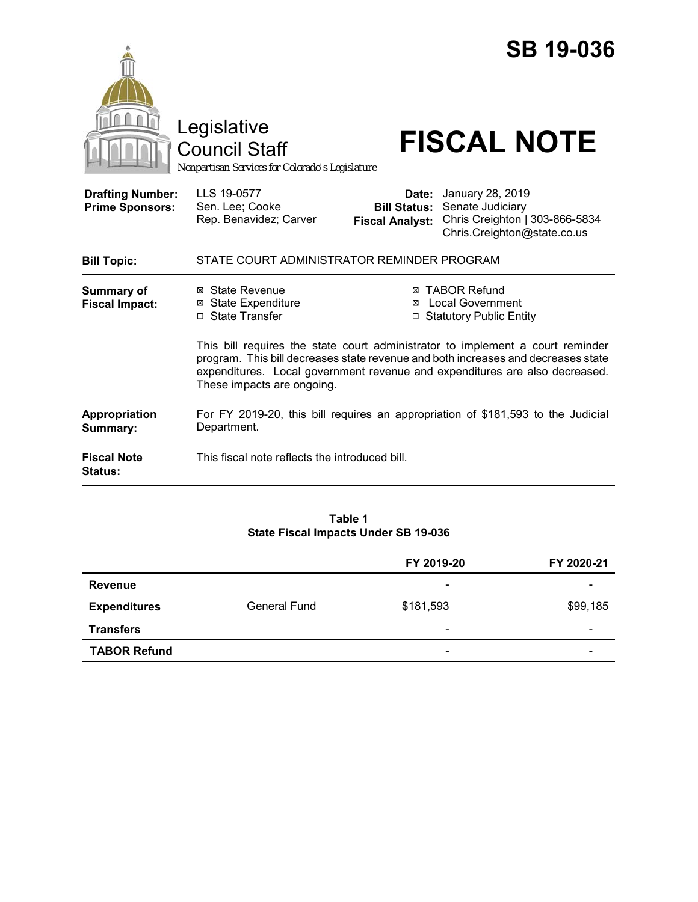# SB 19-036

Legislative Council Staff

Nonpartisan Services for Colorado's Legislature

# FISCAL NOTE

| | | | |
|---|---|---|---|
| **Drafting Number:** | LLS 19-0577 | **Date:** | January 28, 2019 |
| **Prime Sponsors:** | Sen. Lee; Cooke<br>Rep. Benavidez; Carver | **Bill Status:** | Senate Judiciary |
| | | **Fiscal Analyst:** | Chris Creighton \| 303-866-5834<br>Chris.Creighton@state.co.us |

| | |
|---|---|
| **Bill Topic:** | STATE COURT ADMINISTRATOR REMINDER PROGRAM |
| **Summary of Fiscal Impact:** | ☒ State Revenue<br>☒ State Expenditure<br>☐ State Transfer<br>☒ TABOR Refund<br>☒ Local Government<br>☐ Statutory Public Entity<br><br>This bill requires the state court administrator to implement a court reminder program. This bill decreases state revenue and both increases and decreases state expenditures. Local government revenue and expenditures are also decreased. These impacts are ongoing. |
| **Appropriation Summary:** | For FY 2019-20, this bill requires an appropriation of $181,593 to the Judicial Department. |
| **Fiscal Note Status:** | This fiscal note reflects the introduced bill. |

**Table 1**
**State Fiscal Impacts Under SB 19-036**

| | | FY 2019-20 | FY 2020-21 |
|---|---|---|---|
| **Revenue** | | - | - |
| **Expenditures** | General Fund | $181,593 | $99,185 |
| **Transfers** | | - | - |
| **TABOR Refund** | | - | - |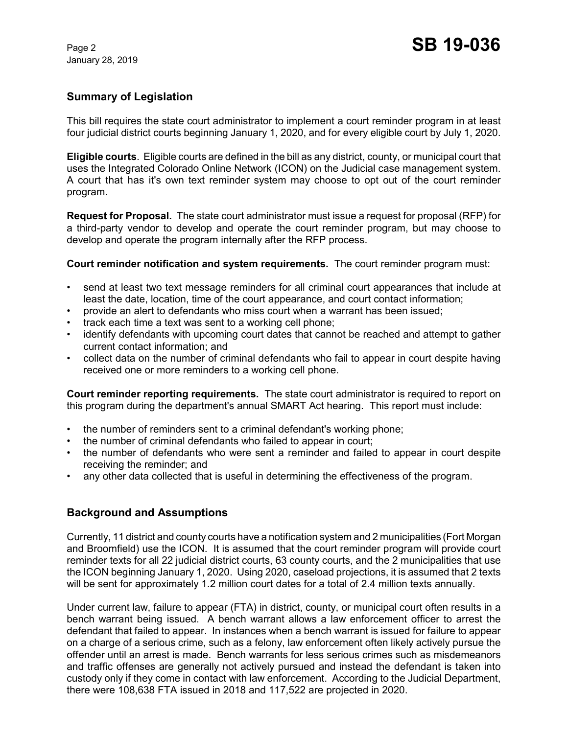## Summary of Legislation

This bill requires the state court administrator to implement a court reminder program in at least four judicial district courts beginning January 1, 2020, and for every eligible court by July 1, 2020.

**Eligible courts**. Eligible courts are defined in the bill as any district, county, or municipal court that uses the Integrated Colorado Online Network (ICON) on the Judicial case management system. A court that has it's own text reminder system may choose to opt out of the court reminder program.

**Request for Proposal.** The state court administrator must issue a request for proposal (RFP) for a third-party vendor to develop and operate the court reminder program, but may choose to develop and operate the program internally after the RFP process.

**Court reminder notification and system requirements.** The court reminder program must:

- send at least two text message reminders for all criminal court appearances that include at least the date, location, time of the court appearance, and court contact information;
- provide an alert to defendants who miss court when a warrant has been issued;
- track each time a text was sent to a working cell phone;
- identify defendants with upcoming court dates that cannot be reached and attempt to gather current contact information; and
- collect data on the number of criminal defendants who fail to appear in court despite having received one or more reminders to a working cell phone.

**Court reminder reporting requirements.** The state court administrator is required to report on this program during the department's annual SMART Act hearing. This report must include:

- the number of reminders sent to a criminal defendant's working phone;
- the number of criminal defendants who failed to appear in court;
- the number of defendants who were sent a reminder and failed to appear in court despite receiving the reminder; and
- any other data collected that is useful in determining the effectiveness of the program.

## Background and Assumptions

Currently, 11 district and county courts have a notification system and 2 municipalities (Fort Morgan and Broomfield) use the ICON. It is assumed that the court reminder program will provide court reminder texts for all 22 judicial district courts, 63 county courts, and the 2 municipalities that use the ICON beginning January 1, 2020. Using 2020, caseload projections, it is assumed that 2 texts will be sent for approximately 1.2 million court dates for a total of 2.4 million texts annually.

Under current law, failure to appear (FTA) in district, county, or municipal court often results in a bench warrant being issued. A bench warrant allows a law enforcement officer to arrest the defendant that failed to appear. In instances when a bench warrant is issued for failure to appear on a charge of a serious crime, such as a felony, law enforcement often likely actively pursue the offender until an arrest is made. Bench warrants for less serious crimes such as misdemeanors and traffic offenses are generally not actively pursued and instead the defendant is taken into custody only if they come in contact with law enforcement. According to the Judicial Department, there were 108,638 FTA issued in 2018 and 117,522 are projected in 2020.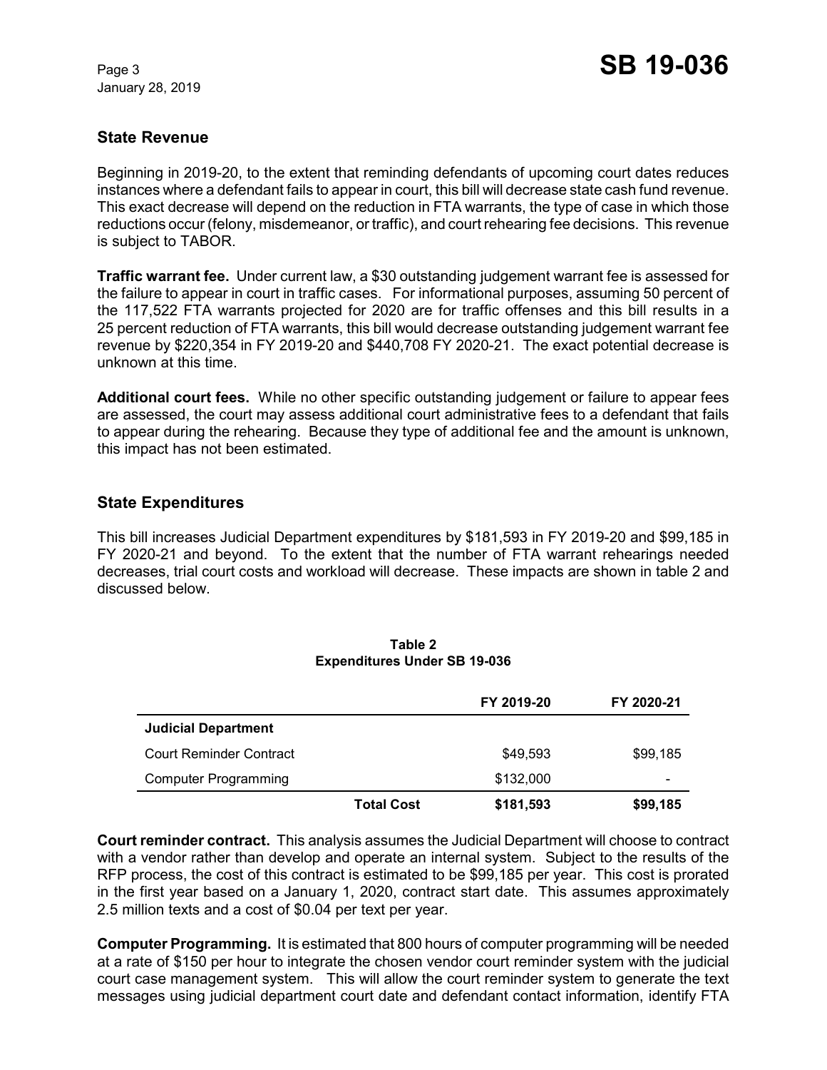## State Revenue

Beginning in 2019-20, to the extent that reminding defendants of upcoming court dates reduces instances where a defendant fails to appear in court, this bill will decrease state cash fund revenue. This exact decrease will depend on the reduction in FTA warrants, the type of case in which those reductions occur (felony, misdemeanor, or traffic), and court rehearing fee decisions. This revenue is subject to TABOR.

**Traffic warrant fee.** Under current law, a $30 outstanding judgement warrant fee is assessed for the failure to appear in court in traffic cases. For informational purposes, assuming 50 percent of the 117,522 FTA warrants projected for 2020 are for traffic offenses and this bill results in a 25 percent reduction of FTA warrants, this bill would decrease outstanding judgement warrant fee revenue by $220,354 in FY 2019-20 and $440,708 FY 2020-21. The exact potential decrease is unknown at this time.

**Additional court fees.** While no other specific outstanding judgement or failure to appear fees are assessed, the court may assess additional court administrative fees to a defendant that fails to appear during the rehearing. Because they type of additional fee and the amount is unknown, this impact has not been estimated.

## State Expenditures

This bill increases Judicial Department expenditures by $181,593 in FY 2019-20 and $99,185 in FY 2020-21 and beyond. To the extent that the number of FTA warrant rehearings needed decreases, trial court costs and workload will decrease. These impacts are shown in table 2 and discussed below.

**Table 2**
**Expenditures Under SB 19-036**

| | | FY 2019-20 | FY 2020-21 |
|---|---|---|---|
| **Judicial Department** | | | |
| Court Reminder Contract | | $49,593 | $99,185 |
| Computer Programming | | $132,000 | - |
| | **Total Cost** | **$181,593** | **$99,185** |

**Court reminder contract.** This analysis assumes the Judicial Department will choose to contract with a vendor rather than develop and operate an internal system. Subject to the results of the RFP process, the cost of this contract is estimated to be $99,185 per year. This cost is prorated in the first year based on a January 1, 2020, contract start date. This assumes approximately 2.5 million texts and a cost of $0.04 per text per year.

**Computer Programming.** It is estimated that 800 hours of computer programming will be needed at a rate of $150 per hour to integrate the chosen vendor court reminder system with the judicial court case management system. This will allow the court reminder system to generate the text messages using judicial department court date and defendant contact information, identify FTA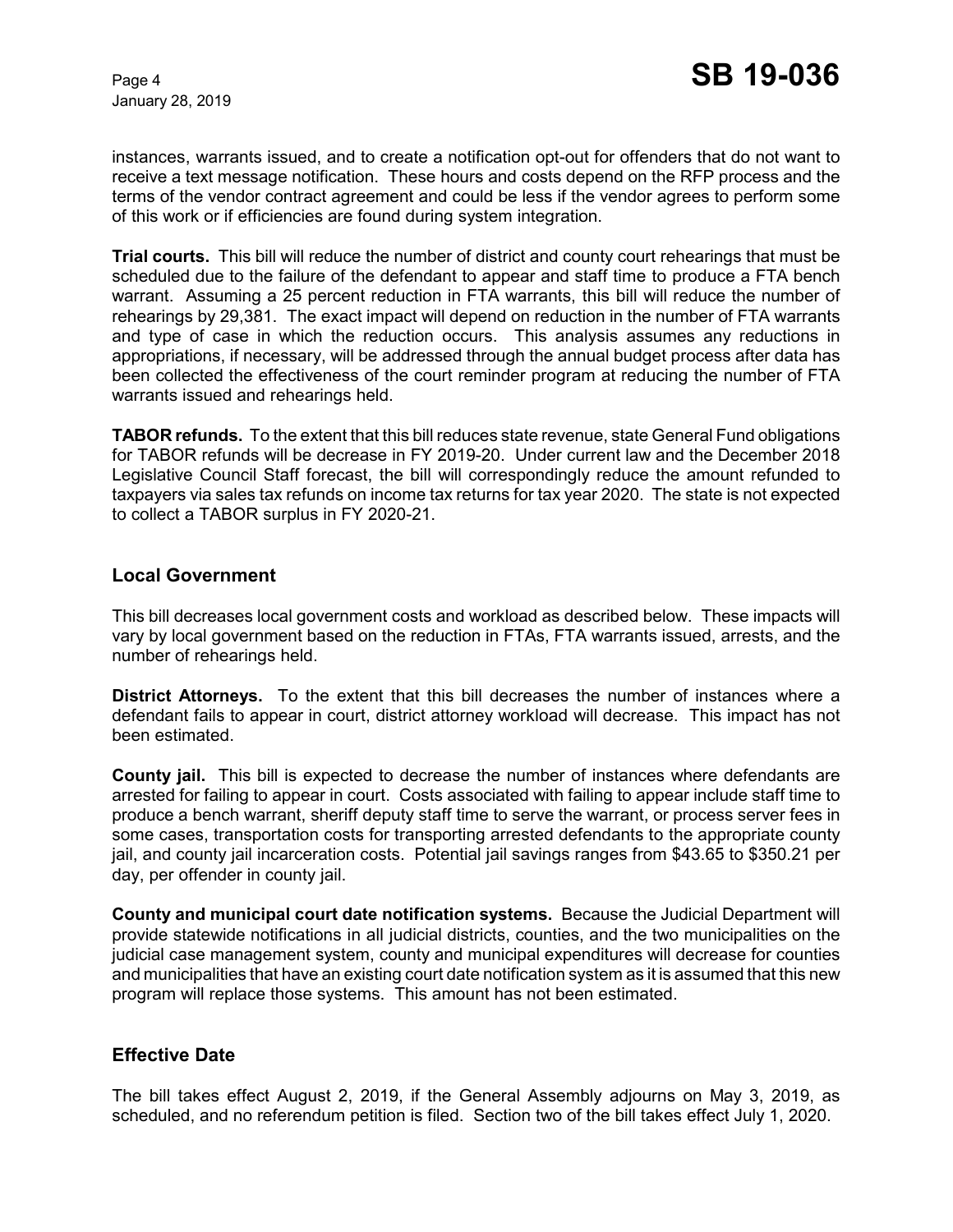instances, warrants issued, and to create a notification opt-out for offenders that do not want to receive a text message notification. These hours and costs depend on the RFP process and the terms of the vendor contract agreement and could be less if the vendor agrees to perform some of this work or if efficiencies are found during system integration.

**Trial courts.** This bill will reduce the number of district and county court rehearings that must be scheduled due to the failure of the defendant to appear and staff time to produce a FTA bench warrant. Assuming a 25 percent reduction in FTA warrants, this bill will reduce the number of rehearings by 29,381. The exact impact will depend on reduction in the number of FTA warrants and type of case in which the reduction occurs. This analysis assumes any reductions in appropriations, if necessary, will be addressed through the annual budget process after data has been collected the effectiveness of the court reminder program at reducing the number of FTA warrants issued and rehearings held.

**TABOR refunds.** To the extent that this bill reduces state revenue, state General Fund obligations for TABOR refunds will be decrease in FY 2019-20. Under current law and the December 2018 Legislative Council Staff forecast, the bill will correspondingly reduce the amount refunded to taxpayers via sales tax refunds on income tax returns for tax year 2020. The state is not expected to collect a TABOR surplus in FY 2020-21.

## Local Government

This bill decreases local government costs and workload as described below. These impacts will vary by local government based on the reduction in FTAs, FTA warrants issued, arrests, and the number of rehearings held.

**District Attorneys.** To the extent that this bill decreases the number of instances where a defendant fails to appear in court, district attorney workload will decrease. This impact has not been estimated.

**County jail.** This bill is expected to decrease the number of instances where defendants are arrested for failing to appear in court. Costs associated with failing to appear include staff time to produce a bench warrant, sheriff deputy staff time to serve the warrant, or process server fees in some cases, transportation costs for transporting arrested defendants to the appropriate county jail, and county jail incarceration costs. Potential jail savings ranges from $43.65 to $350.21 per day, per offender in county jail.

**County and municipal court date notification systems.** Because the Judicial Department will provide statewide notifications in all judicial districts, counties, and the two municipalities on the judicial case management system, county and municipal expenditures will decrease for counties and municipalities that have an existing court date notification system as it is assumed that this new program will replace those systems. This amount has not been estimated.

## Effective Date

The bill takes effect August 2, 2019, if the General Assembly adjourns on May 3, 2019, as scheduled, and no referendum petition is filed. Section two of the bill takes effect July 1, 2020.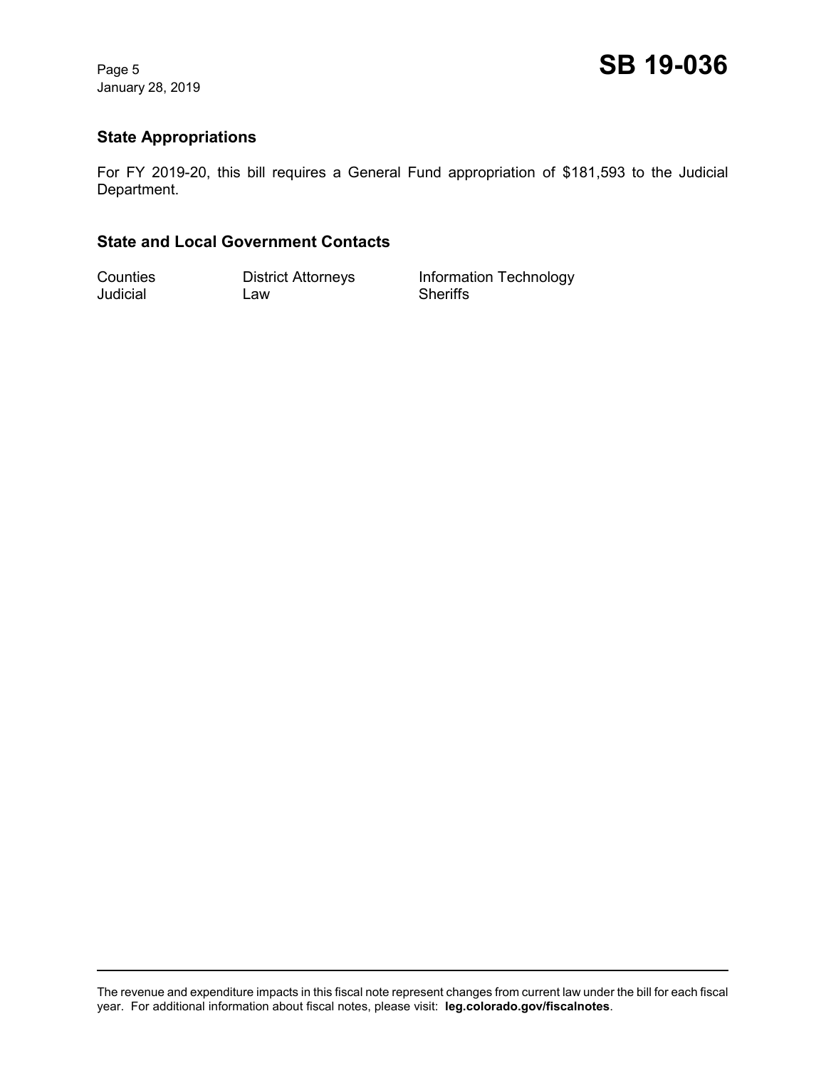## State Appropriations

For FY 2019-20, this bill requires a General Fund appropriation of $181,593 to the Judicial Department.

## State and Local Government Contacts

| | | |
|---|---|---|
| Counties | District Attorneys | Information Technology |
| Judicial | Law | Sheriffs |

The revenue and expenditure impacts in this fiscal note represent changes from current law under the bill for each fiscal year. For additional information about fiscal notes, please visit: **leg.colorado.gov/fiscalnotes**.